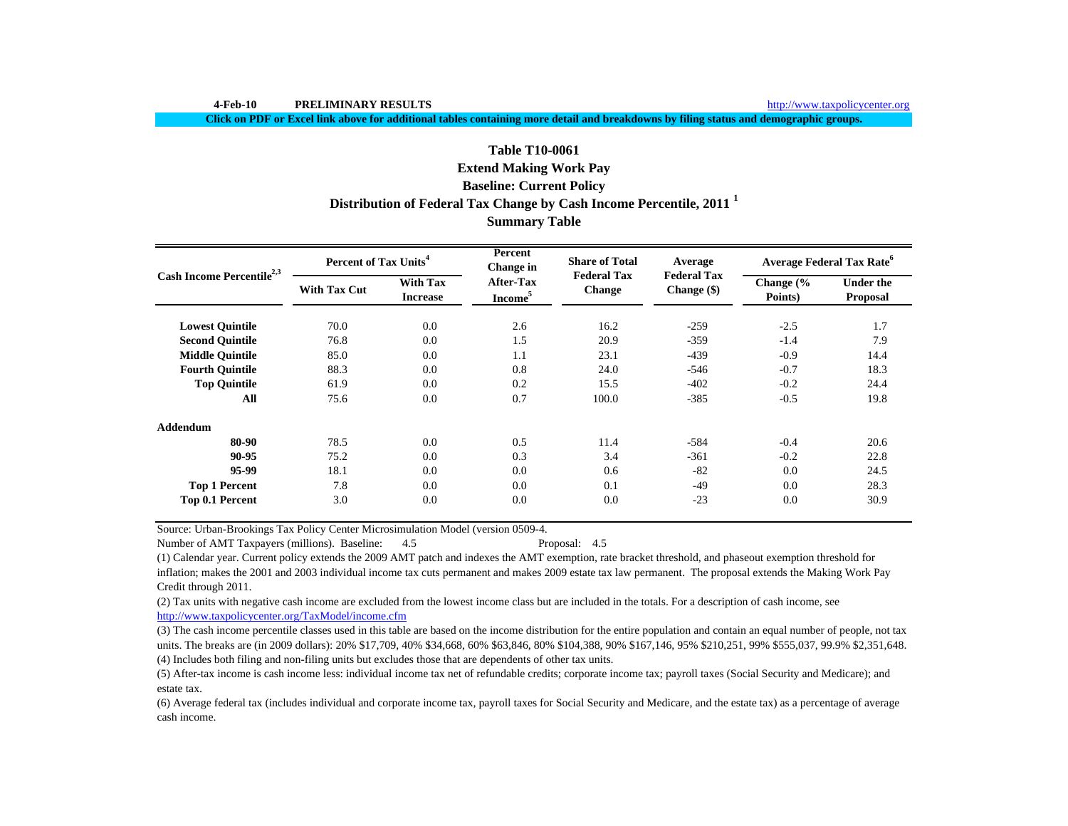4-Feb-10 **PRELIMINARY RESULTS** http://www.taxpolicycenter.org

**Click on PDF or Excel link above for additional tables containing more detail and breakdowns by filing status and demographic groups.**

# Table T10-0061
## Extend Making Work Pay
## Baseline: Current Policy
## Distribution of Federal Tax Change by Cash Income Percentile, 2011 [1]
## Summary Table

| Cash Income Percentile[2,3] | Percent of Tax Units[4] | | Percent Change in After-Tax Income[5] | Share of Total Federal Tax Change | Average Federal Tax Change ($) | Average Federal Tax Rate[6] | |
|---|---|---|---|---|---|---|---|
| | With Tax Cut | With Tax Increase | | | | Change (% Points) | Under the Proposal |
| **Lowest Quintile** | 70.0 | 0.0 | 2.6 | 16.2 | -259 | -2.5 | 1.7 |
| **Second Quintile** | 76.8 | 0.0 | 1.5 | 20.9 | -359 | -1.4 | 7.9 |
| **Middle Quintile** | 85.0 | 0.0 | 1.1 | 23.1 | -439 | -0.9 | 14.4 |
| **Fourth Quintile** | 88.3 | 0.0 | 0.8 | 24.0 | -546 | -0.7 | 18.3 |
| **Top Quintile** | 61.9 | 0.0 | 0.2 | 15.5 | -402 | -0.2 | 24.4 |
| **All** | 75.6 | 0.0 | 0.7 | 100.0 | -385 | -0.5 | 19.8 |
| **Addendum** | | | | | | | |
| **80-90** | 78.5 | 0.0 | 0.5 | 11.4 | -584 | -0.4 | 20.6 |
| **90-95** | 75.2 | 0.0 | 0.3 | 3.4 | -361 | -0.2 | 22.8 |
| **95-99** | 18.1 | 0.0 | 0.0 | 0.6 | -82 | 0.0 | 24.5 |
| **Top 1 Percent** | 7.8 | 0.0 | 0.0 | 0.1 | -49 | 0.0 | 28.3 |
| **Top 0.1 Percent** | 3.0 | 0.0 | 0.0 | 0.0 | -23 | 0.0 | 30.9 |

Source: Urban-Brookings Tax Policy Center Microsimulation Model (version 0509-4.

Number of AMT Taxpayers (millions). Baseline: 4.5 Proposal: 4.5

(1) Calendar year. Current policy extends the 2009 AMT patch and indexes the AMT exemption, rate bracket threshold, and phaseout exemption threshold for inflation; makes the 2001 and 2003 individual income tax cuts permanent and makes 2009 estate tax law permanent. The proposal extends the Making Work Pay Credit through 2011.

(2) Tax units with negative cash income are excluded from the lowest income class but are included in the totals. For a description of cash income, see http://www.taxpolicycenter.org/TaxModel/income.cfm

(3) The cash income percentile classes used in this table are based on the income distribution for the entire population and contain an equal number of people, not tax units. The breaks are (in 2009 dollars): 20% $17,709, 40% $34,668, 60% $63,846, 80% $104,388, 90% $167,146, 95% $210,251, 99% $555,037, 99.9% $2,351,648.

(4) Includes both filing and non-filing units but excludes those that are dependents of other tax units.

(5) After-tax income is cash income less: individual income tax net of refundable credits; corporate income tax; payroll taxes (Social Security and Medicare); and estate tax.

(6) Average federal tax (includes individual and corporate income tax, payroll taxes for Social Security and Medicare, and the estate tax) as a percentage of average cash income.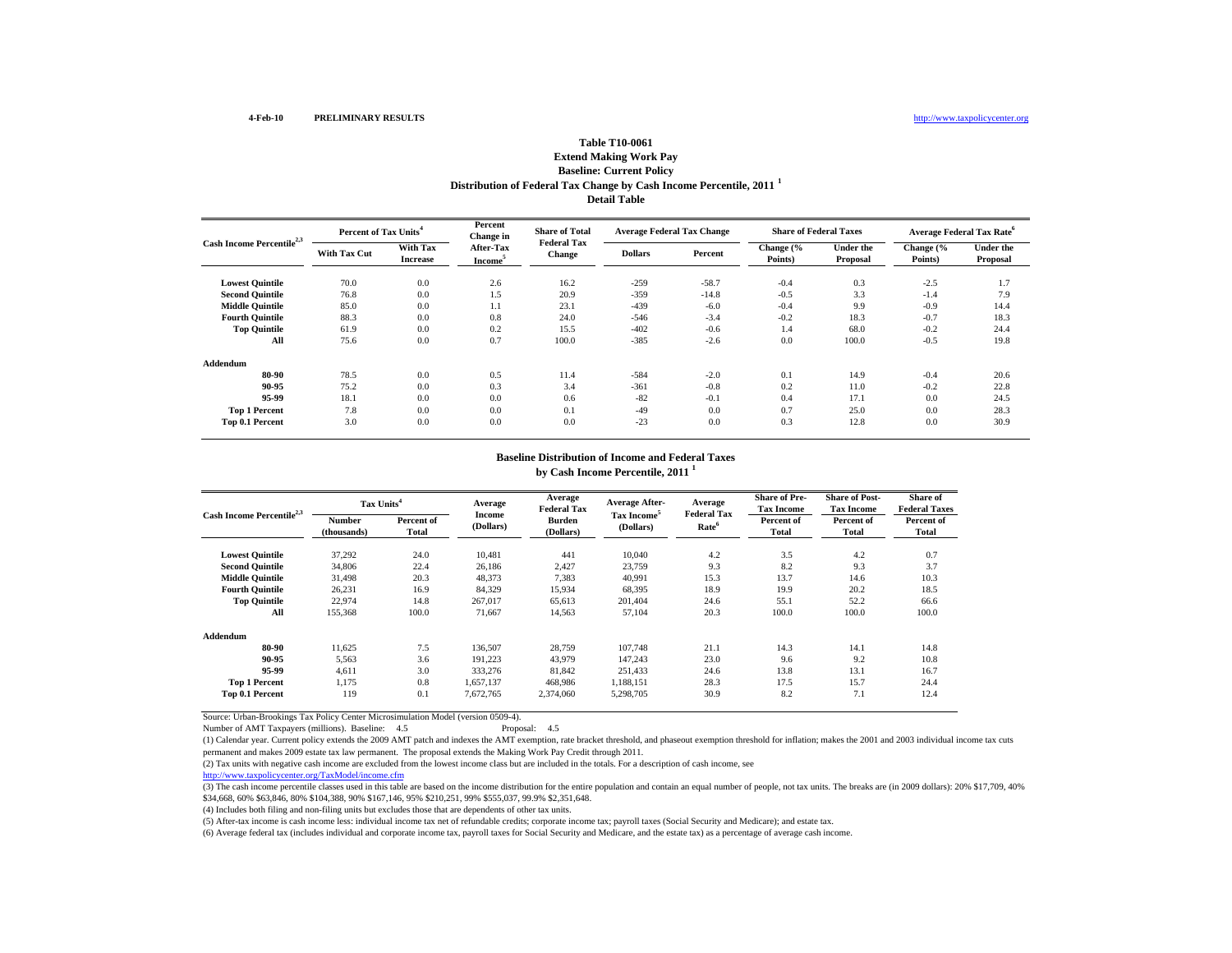4-Feb-10 **PRELIMINARY RESULTS** http://www.taxpolicycenter.org

**Table T10-0061**
**Extend Making Work Pay**
**Baseline: Current Policy**
**Distribution of Federal Tax Change by Cash Income Percentile, 2011 [1]**
**Detail Table**

| Cash Income Percentile[2,3] | Percent of Tax Units[4] | | Percent Change in After-Tax Income[5] | Share of Total Federal Tax Change | Average Federal Tax Change | | Share of Federal Taxes | | Average Federal Tax Rate[6] | |
|---|---|---|---|---|---|---|---|---|---|---|
| | With Tax Cut | With Tax Increase | | | Dollars | Percent | Change (% Points) | Under the Proposal | Change (% Points) | Under the Proposal |
| **Lowest Quintile** | 70.0 | 0.0 | 2.6 | 16.2 | -259 | -58.7 | -0.4 | 0.3 | -2.5 | 1.7 |
| **Second Quintile** | 76.8 | 0.0 | 1.5 | 20.9 | -359 | -14.8 | -0.5 | 3.3 | -1.4 | 7.9 |
| **Middle Quintile** | 85.0 | 0.0 | 1.1 | 23.1 | -439 | -6.0 | -0.4 | 9.9 | -0.9 | 14.4 |
| **Fourth Quintile** | 88.3 | 0.0 | 0.8 | 24.0 | -546 | -3.4 | -0.2 | 18.3 | -0.7 | 18.3 |
| **Top Quintile** | 61.9 | 0.0 | 0.2 | 15.5 | -402 | -0.6 | 1.4 | 68.0 | -0.2 | 24.4 |
| **All** | 75.6 | 0.0 | 0.7 | 100.0 | -385 | -2.6 | 0.0 | 100.0 | -0.5 | 19.8 |
| **Addendum** | | | | | | | | | | |
| **80-90** | 78.5 | 0.0 | 0.5 | 11.4 | -584 | -2.0 | 0.1 | 14.9 | -0.4 | 20.6 |
| **90-95** | 75.2 | 0.0 | 0.3 | 3.4 | -361 | -0.8 | 0.2 | 11.0 | -0.2 | 22.8 |
| **95-99** | 18.1 | 0.0 | 0.0 | 0.6 | -82 | -0.1 | 0.4 | 17.1 | 0.0 | 24.5 |
| **Top 1 Percent** | 7.8 | 0.0 | 0.0 | 0.1 | -49 | 0.0 | 0.7 | 25.0 | 0.0 | 28.3 |
| **Top 0.1 Percent** | 3.0 | 0.0 | 0.0 | 0.0 | -23 | 0.0 | 0.3 | 12.8 | 0.0 | 30.9 |

**Baseline Distribution of Income and Federal Taxes**
**by Cash Income Percentile, 2011 [1]**

| Cash Income Percentile[2,3] | Tax Units[4] | | Average Income (Dollars) | Average Federal Tax Burden (Dollars) | Average After-Tax Income[5] (Dollars) | Average Federal Tax Rate[6] | Share of Pre-Tax Income | Share of Post-Tax Income | Share of Federal Taxes |
|---|---|---|---|---|---|---|---|---|---|
| | Number (thousands) | Percent of Total | | | | | Percent of Total | Percent of Total | Percent of Total |
| **Lowest Quintile** | 37,292 | 24.0 | 10,481 | 441 | 10,040 | 4.2 | 3.5 | 4.2 | 0.7 |
| **Second Quintile** | 34,806 | 22.4 | 26,186 | 2,427 | 23,759 | 9.3 | 8.2 | 9.3 | 3.7 |
| **Middle Quintile** | 31,498 | 20.3 | 48,373 | 7,383 | 40,991 | 15.3 | 13.7 | 14.6 | 10.3 |
| **Fourth Quintile** | 26,231 | 16.9 | 84,329 | 15,934 | 68,395 | 18.9 | 19.9 | 20.2 | 18.5 |
| **Top Quintile** | 22,974 | 14.8 | 267,017 | 65,613 | 201,404 | 24.6 | 55.1 | 52.2 | 66.6 |
| **All** | 155,368 | 100.0 | 71,667 | 14,563 | 57,104 | 20.3 | 100.0 | 100.0 | 100.0 |
| **Addendum** | | | | | | | | | |
| **80-90** | 11,625 | 7.5 | 136,507 | 28,759 | 107,748 | 21.1 | 14.3 | 14.1 | 14.8 |
| **90-95** | 5,563 | 3.6 | 191,223 | 43,979 | 147,243 | 23.0 | 9.6 | 9.2 | 10.8 |
| **95-99** | 4,611 | 3.0 | 333,276 | 81,842 | 251,433 | 24.6 | 13.8 | 13.1 | 16.7 |
| **Top 1 Percent** | 1,175 | 0.8 | 1,657,137 | 468,986 | 1,188,151 | 28.3 | 17.5 | 15.7 | 24.4 |
| **Top 0.1 Percent** | 119 | 0.1 | 7,672,765 | 2,374,060 | 5,298,705 | 30.9 | 8.2 | 7.1 | 12.4 |

Source: Urban-Brookings Tax Policy Center Microsimulation Model (version 0509-4).

Number of AMT Taxpayers (millions). Baseline: 4.5 Proposal: 4.5

(1) Calendar year. Current policy extends the 2009 AMT patch and indexes the AMT exemption, rate bracket threshold, and phaseout exemption threshold for inflation; makes the 2001 and 2003 individual income tax cuts permanent and makes 2009 estate tax law permanent. The proposal extends the Making Work Pay Credit through 2011.

(2) Tax units with negative cash income are excluded from the lowest income class but are included in the totals. For a description of cash income, see http://www.taxpolicycenter.org/TaxModel/income.cfm

(3) The cash income percentile classes used in this table are based on the income distribution for the entire population and contain an equal number of people, not tax units. The breaks are (in 2009 dollars): 20% $17,709, 40% $34,668, 60% $63,846, 80% $104,388, 90% $167,146, 95% $210,251, 99% $555,037, 99.9% $2,351,648.

(4) Includes both filing and non-filing units but excludes those that are dependents of other tax units.

(5) After-tax income is cash income less: individual income tax net of refundable credits; corporate income tax; payroll taxes (Social Security and Medicare); and estate tax.

(6) Average federal tax (includes individual and corporate income tax, payroll taxes for Social Security and Medicare, and the estate tax) as a percentage of average cash income.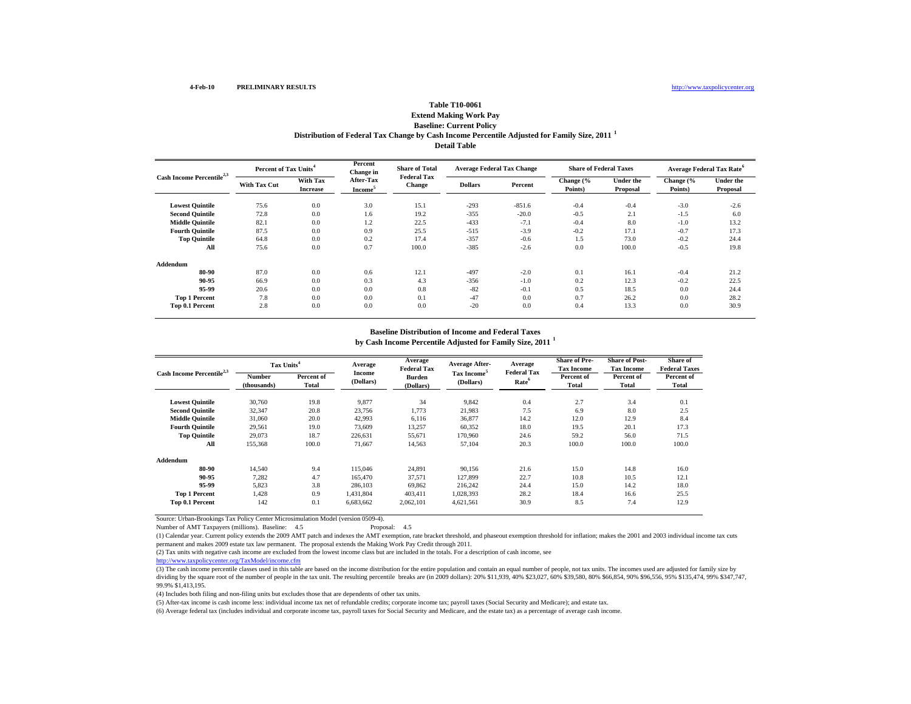4-Feb-10 PRELIMINARY RESULTS http://www.taxpolicycenter.org

## Table T10-0061
### Extend Making Work Pay
### Baseline: Current Policy
### Distribution of Federal Tax Change by Cash Income Percentile Adjusted for Family Size, 2011 [1]
### Detail Table

| Cash Income Percentile[2,3] | Percent of Tax Units[4] | | Percent Change in After-Tax Income[5] | Share of Total Federal Tax Change | Average Federal Tax Change | | Share of Federal Taxes | | Average Federal Tax Rate[6] | |
|---|---|---|---|---|---|---|---|---|---|---|
| | With Tax Cut | With Tax Increase | | | Dollars | Percent | Change (% Points) | Under the Proposal | Change (% Points) | Under the Proposal |
| **Lowest Quintile** | 75.6 | 0.0 | 3.0 | 15.1 | -293 | -851.6 | -0.4 | -0.4 | -3.0 | -2.6 |
| **Second Quintile** | 72.8 | 0.0 | 1.6 | 19.2 | -355 | -20.0 | -0.5 | 2.1 | -1.5 | 6.0 |
| **Middle Quintile** | 82.1 | 0.0 | 1.2 | 22.5 | -433 | -7.1 | -0.4 | 8.0 | -1.0 | 13.2 |
| **Fourth Quintile** | 87.5 | 0.0 | 0.9 | 25.5 | -515 | -3.9 | -0.2 | 17.1 | -0.7 | 17.3 |
| **Top Quintile** | 64.8 | 0.0 | 0.2 | 17.4 | -357 | -0.6 | 1.5 | 73.0 | -0.2 | 24.4 |
| **All** | 75.6 | 0.0 | 0.7 | 100.0 | -385 | -2.6 | 0.0 | 100.0 | -0.5 | 19.8 |
| **Addendum** | | | | | | | | | | |
| **80-90** | 87.0 | 0.0 | 0.6 | 12.1 | -497 | -2.0 | 0.1 | 16.1 | -0.4 | 21.2 |
| **90-95** | 66.9 | 0.0 | 0.3 | 4.3 | -356 | -1.0 | 0.2 | 12.3 | -0.2 | 22.5 |
| **95-99** | 20.6 | 0.0 | 0.0 | 0.8 | -82 | -0.1 | 0.5 | 18.5 | 0.0 | 24.4 |
| **Top 1 Percent** | 7.8 | 0.0 | 0.0 | 0.1 | -47 | 0.0 | 0.7 | 26.2 | 0.0 | 28.2 |
| **Top 0.1 Percent** | 2.8 | 0.0 | 0.0 | 0.0 | -20 | 0.0 | 0.4 | 13.3 | 0.0 | 30.9 |

### Baseline Distribution of Income and Federal Taxes
### by Cash Income Percentile Adjusted for Family Size, 2011 [1]

| Cash Income Percentile[2,3] | Tax Units[4] | | Average Income (Dollars) | Average Federal Tax Burden (Dollars) | Average After-Tax Income[5] (Dollars) | Average Federal Tax Rate[6] | Share of Pre-Tax Income | Share of Post-Tax Income | Share of Federal Taxes |
|---|---|---|---|---|---|---|---|---|---|
| | Number (thousands) | Percent of Total | | | | | Percent of Total | Percent of Total | Percent of Total |
| **Lowest Quintile** | 30,760 | 19.8 | 9,877 | 34 | 9,842 | 0.4 | 2.7 | 3.4 | 0.1 |
| **Second Quintile** | 32,347 | 20.8 | 23,756 | 1,773 | 21,983 | 7.5 | 6.9 | 8.0 | 2.5 |
| **Middle Quintile** | 31,060 | 20.0 | 42,993 | 6,116 | 36,877 | 14.2 | 12.0 | 12.9 | 8.4 |
| **Fourth Quintile** | 29,561 | 19.0 | 73,609 | 13,257 | 60,352 | 18.0 | 19.5 | 20.1 | 17.3 |
| **Top Quintile** | 29,073 | 18.7 | 226,631 | 55,671 | 170,960 | 24.6 | 59.2 | 56.0 | 71.5 |
| **All** | 155,368 | 100.0 | 71,667 | 14,563 | 57,104 | 20.3 | 100.0 | 100.0 | 100.0 |
| **Addendum** | | | | | | | | | |
| **80-90** | 14,540 | 9.4 | 115,046 | 24,891 | 90,156 | 21.6 | 15.0 | 14.8 | 16.0 |
| **90-95** | 7,282 | 4.7 | 165,470 | 37,571 | 127,899 | 22.7 | 10.8 | 10.5 | 12.1 |
| **95-99** | 5,823 | 3.8 | 286,103 | 69,862 | 216,242 | 24.4 | 15.0 | 14.2 | 18.0 |
| **Top 1 Percent** | 1,428 | 0.9 | 1,431,804 | 403,411 | 1,028,393 | 28.2 | 18.4 | 16.6 | 25.5 |
| **Top 0.1 Percent** | 142 | 0.1 | 6,683,662 | 2,062,101 | 4,621,561 | 30.9 | 8.5 | 7.4 | 12.9 |

Source: Urban-Brookings Tax Policy Center Microsimulation Model (version 0509-4).

Number of AMT Taxpayers (millions). Baseline: 4.5 Proposal: 4.5

(1) Calendar year. Current policy extends the 2009 AMT patch and indexes the AMT exemption, rate bracket threshold, and phaseout exemption threshold for inflation; makes the 2001 and 2003 individual income tax cuts permanent and makes 2009 estate tax law permanent. The proposal extends the Making Work Pay Credit through 2011.

(2) Tax units with negative cash income are excluded from the lowest income class but are included in the totals. For a description of cash income, see http://www.taxpolicycenter.org/TaxModel/income.cfm

(3) The cash income percentile classes used in this table are based on the income distribution for the entire population and contain an equal number of people, not tax units. The incomes used are adjusted for family size by dividing by the square root of the number of people in the tax unit. The resulting percentile breaks are (in 2009 dollars): 20% $11,939, 40% $23,027, 60% $39,580, 80% $66,854, 90% $96,556, 95% $135,474, 99% $347,747, 99.9% $1,413,195.

(4) Includes both filing and non-filing units but excludes those that are dependents of other tax units.

(5) After-tax income is cash income less: individual income tax net of refundable credits; corporate income tax; payroll taxes (Social Security and Medicare); and estate tax.

(6) Average federal tax (includes individual and corporate income tax, payroll taxes for Social Security and Medicare, and the estate tax) as a percentage of average cash income.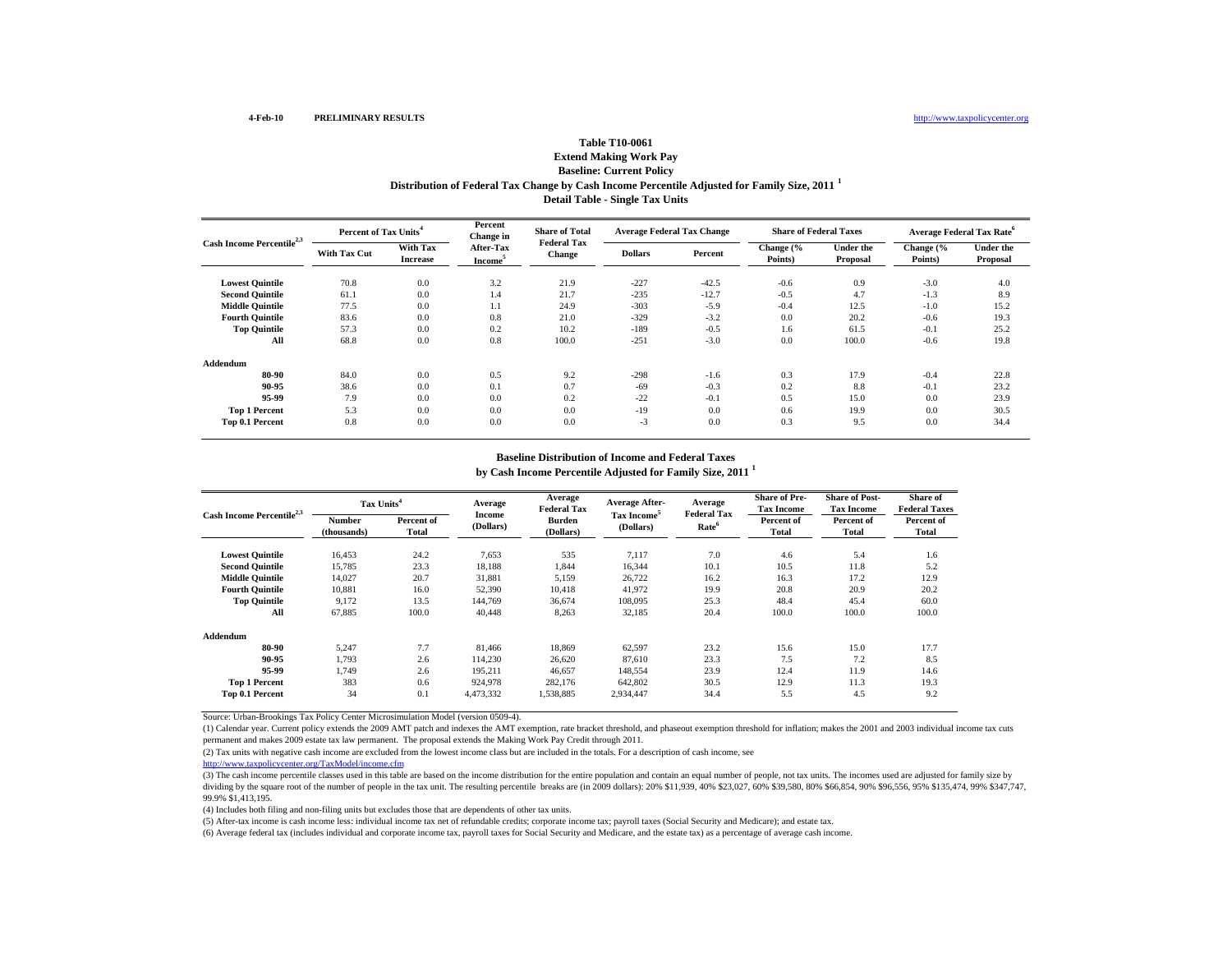4-Feb-10 PRELIMINARY RESULTS http://www.taxpolicycenter.org

# Table T10-0061
## Extend Making Work Pay
## Baseline: Current Policy
## Distribution of Federal Tax Change by Cash Income Percentile Adjusted for Family Size, 2011 [1]
## Detail Table - Single Tax Units

| Cash Income Percentile[2,3] | Percent of Tax Units[4] | | Percent Change in After-Tax Income[5] | Share of Total Federal Tax Change | Average Federal Tax Change | | Share of Federal Taxes | | Average Federal Tax Rate[6] | |
|---|---|---|---|---|---|---|---|---|---|---|
| | With Tax Cut | With Tax Increase | | | Dollars | Percent | Change (% Points) | Under the Proposal | Change (% Points) | Under the Proposal |
| Lowest Quintile | 70.8 | 0.0 | 3.2 | 21.9 | -227 | -42.5 | -0.6 | 0.9 | -3.0 | 4.0 |
| Second Quintile | 61.1 | 0.0 | 1.4 | 21.7 | -235 | -12.7 | -0.5 | 4.7 | -1.3 | 8.9 |
| Middle Quintile | 77.5 | 0.0 | 1.1 | 24.9 | -303 | -5.9 | -0.4 | 12.5 | -1.0 | 15.2 |
| Fourth Quintile | 83.6 | 0.0 | 0.8 | 21.0 | -329 | -3.2 | 0.0 | 20.2 | -0.6 | 19.3 |
| Top Quintile | 57.3 | 0.0 | 0.2 | 10.2 | -189 | -0.5 | 1.6 | 61.5 | -0.1 | 25.2 |
| All | 68.8 | 0.0 | 0.8 | 100.0 | -251 | -3.0 | 0.0 | 100.0 | -0.6 | 19.8 |
| **Addendum** | | | | | | | | | | |
| 80-90 | 84.0 | 0.0 | 0.5 | 9.2 | -298 | -1.6 | 0.3 | 17.9 | -0.4 | 22.8 |
| 90-95 | 38.6 | 0.0 | 0.1 | 0.7 | -69 | -0.3 | 0.2 | 8.8 | -0.1 | 23.2 |
| 95-99 | 7.9 | 0.0 | 0.0 | 0.2 | -22 | -0.1 | 0.5 | 15.0 | 0.0 | 23.9 |
| Top 1 Percent | 5.3 | 0.0 | 0.0 | 0.0 | -19 | 0.0 | 0.6 | 19.9 | 0.0 | 30.5 |
| Top 0.1 Percent | 0.8 | 0.0 | 0.0 | 0.0 | -3 | 0.0 | 0.3 | 9.5 | 0.0 | 34.4 |

## Baseline Distribution of Income and Federal Taxes
## by Cash Income Percentile Adjusted for Family Size, 2011 [1]

| Cash Income Percentile[2,3] | Tax Units[4] | | Average Income (Dollars) | Average Federal Tax Burden (Dollars) | Average After-Tax Income[5] (Dollars) | Average Federal Tax Rate[6] | Share of Pre-Tax Income | Share of Post-Tax Income | Share of Federal Taxes |
|---|---|---|---|---|---|---|---|---|---|
| | Number (thousands) | Percent of Total | | | | | Percent of Total | Percent of Total | Percent of Total |
| Lowest Quintile | 16,453 | 24.2 | 7,653 | 535 | 7,117 | 7.0 | 4.6 | 5.4 | 1.6 |
| Second Quintile | 15,785 | 23.3 | 18,188 | 1,844 | 16,344 | 10.1 | 10.5 | 11.8 | 5.2 |
| Middle Quintile | 14,027 | 20.7 | 31,881 | 5,159 | 26,722 | 16.2 | 16.3 | 17.2 | 12.9 |
| Fourth Quintile | 10,881 | 16.0 | 52,390 | 10,418 | 41,972 | 19.9 | 20.8 | 20.9 | 20.2 |
| Top Quintile | 9,172 | 13.5 | 144,769 | 36,674 | 108,095 | 25.3 | 48.4 | 45.4 | 60.0 |
| All | 67,885 | 100.0 | 40,448 | 8,263 | 32,185 | 20.4 | 100.0 | 100.0 | 100.0 |
| **Addendum** | | | | | | | | | |
| 80-90 | 5,247 | 7.7 | 81,466 | 18,869 | 62,597 | 23.2 | 15.6 | 15.0 | 17.7 |
| 90-95 | 1,793 | 2.6 | 114,230 | 26,620 | 87,610 | 23.3 | 7.5 | 7.2 | 8.5 |
| 95-99 | 1,749 | 2.6 | 195,211 | 46,657 | 148,554 | 23.9 | 12.4 | 11.9 | 14.6 |
| Top 1 Percent | 383 | 0.6 | 924,978 | 282,176 | 642,802 | 30.5 | 12.9 | 11.3 | 19.3 |
| Top 0.1 Percent | 34 | 0.1 | 4,473,332 | 1,538,885 | 2,934,447 | 34.4 | 5.5 | 4.5 | 9.2 |

Source: Urban-Brookings Tax Policy Center Microsimulation Model (version 0509-4).

(1) Calendar year. Current policy extends the 2009 AMT patch and indexes the AMT exemption, rate bracket threshold, and phaseout exemption threshold for inflation; makes the 2001 and 2003 individual income tax cuts permanent and makes 2009 estate tax law permanent. The proposal extends the Making Work Pay Credit through 2011.

(2) Tax units with negative cash income are excluded from the lowest income class but are included in the totals. For a description of cash income, see http://www.taxpolicycenter.org/TaxModel/income.cfm

(3) The cash income percentile classes used in this table are based on the income distribution for the entire population and contain an equal number of people, not tax units. The incomes used are adjusted for family size by dividing by the square root of the number of people in the tax unit. The resulting percentile breaks are (in 2009 dollars): 20% $11,939, 40% $23,027, 60% $39,580, 80% $66,854, 90% $96,556, 95% $135,474, 99% $347,747, 99.9% $1,413,195.

(4) Includes both filing and non-filing units but excludes those that are dependents of other tax units.

(5) After-tax income is cash income less: individual income tax net of refundable credits; corporate income tax; payroll taxes (Social Security and Medicare); and estate tax.

(6) Average federal tax (includes individual and corporate income tax, payroll taxes for Social Security and Medicare, and the estate tax) as a percentage of average cash income.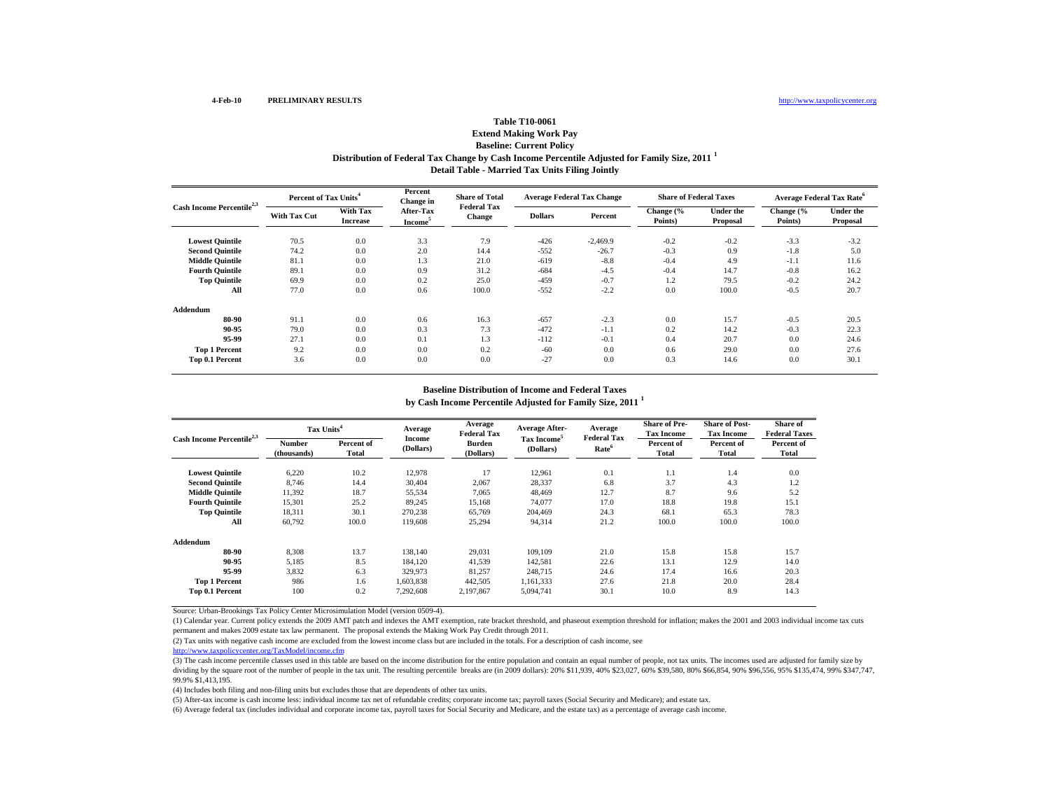4-Feb-10 PRELIMINARY RESULTS http://www.taxpolicycenter.org

# Table T10-0061
## Extend Making Work Pay
## Baseline: Current Policy
## Distribution of Federal Tax Change by Cash Income Percentile Adjusted for Family Size, 2011 [1]
## Detail Table - Married Tax Units Filing Jointly

| Cash Income Percentile[2,3] | Percent of Tax Units[4] | | Percent Change in After-Tax Income[5] | Share of Total Federal Tax Change | Average Federal Tax Change | | Share of Federal Taxes | | Average Federal Tax Rate[6] | |
|---|---|---|---|---|---|---|---|---|---|---|
| | With Tax Cut | With Tax Increase | | | Dollars | Percent | Change (% Points) | Under the Proposal | Change (% Points) | Under the Proposal |
| Lowest Quintile | 70.5 | 0.0 | 3.3 | 7.9 | -426 | -2,469.9 | -0.2 | -0.2 | -3.3 | -3.2 |
| Second Quintile | 74.2 | 0.0 | 2.0 | 14.4 | -552 | -26.7 | -0.3 | 0.9 | -1.8 | 5.0 |
| Middle Quintile | 81.1 | 0.0 | 1.3 | 21.0 | -619 | -8.8 | -0.4 | 4.9 | -1.1 | 11.6 |
| Fourth Quintile | 89.1 | 0.0 | 0.9 | 31.2 | -684 | -4.5 | -0.4 | 14.7 | -0.8 | 16.2 |
| Top Quintile | 69.9 | 0.0 | 0.2 | 25.0 | -459 | -0.7 | 1.2 | 79.5 | -0.2 | 24.2 |
| All | 77.0 | 0.0 | 0.6 | 100.0 | -552 | -2.2 | 0.0 | 100.0 | -0.5 | 20.7 |
| **Addendum** | | | | | | | | | | |
| 80-90 | 91.1 | 0.0 | 0.6 | 16.3 | -657 | -2.3 | 0.0 | 15.7 | -0.5 | 20.5 |
| 90-95 | 79.0 | 0.0 | 0.3 | 7.3 | -472 | -1.1 | 0.2 | 14.2 | -0.3 | 22.3 |
| 95-99 | 27.1 | 0.0 | 0.1 | 1.3 | -112 | -0.1 | 0.4 | 20.7 | 0.0 | 24.6 |
| Top 1 Percent | 9.2 | 0.0 | 0.0 | 0.2 | -60 | 0.0 | 0.6 | 29.0 | 0.0 | 27.6 |
| Top 0.1 Percent | 3.6 | 0.0 | 0.0 | 0.0 | -27 | 0.0 | 0.3 | 14.6 | 0.0 | 30.1 |

## Baseline Distribution of Income and Federal Taxes by Cash Income Percentile Adjusted for Family Size, 2011 [1]

| Cash Income Percentile[2,3] | Tax Units[4] | | Average Income (Dollars) | Average Federal Tax Burden (Dollars) | Average After-Tax Income[5] (Dollars) | Average Federal Tax Rate[6] | Share of Pre-Tax Income | Share of Post-Tax Income | Share of Federal Taxes |
|---|---|---|---|---|---|---|---|---|---|
| | Number (thousands) | Percent of Total | | | | | Percent of Total | Percent of Total | Percent of Total |
| Lowest Quintile | 6,220 | 10.2 | 12,978 | 17 | 12,961 | 0.1 | 1.1 | 1.4 | 0.0 |
| Second Quintile | 8,746 | 14.4 | 30,404 | 2,067 | 28,337 | 6.8 | 3.7 | 4.3 | 1.2 |
| Middle Quintile | 11,392 | 18.7 | 55,534 | 7,065 | 48,469 | 12.7 | 8.7 | 9.6 | 5.2 |
| Fourth Quintile | 15,301 | 25.2 | 89,245 | 15,168 | 74,077 | 17.0 | 18.8 | 19.8 | 15.1 |
| Top Quintile | 18,311 | 30.1 | 270,238 | 65,769 | 204,469 | 24.3 | 68.1 | 65.3 | 78.3 |
| All | 60,792 | 100.0 | 119,608 | 25,294 | 94,314 | 21.2 | 100.0 | 100.0 | 100.0 |
| **Addendum** | | | | | | | | | |
| 80-90 | 8,308 | 13.7 | 138,140 | 29,031 | 109,109 | 21.0 | 15.8 | 15.8 | 15.7 |
| 90-95 | 5,185 | 8.5 | 184,120 | 41,539 | 142,581 | 22.6 | 13.1 | 12.9 | 14.0 |
| 95-99 | 3,832 | 6.3 | 329,973 | 81,257 | 248,715 | 24.6 | 17.4 | 16.6 | 20.3 |
| Top 1 Percent | 986 | 1.6 | 1,603,838 | 442,505 | 1,161,333 | 27.6 | 21.8 | 20.0 | 28.4 |
| Top 0.1 Percent | 100 | 0.2 | 7,292,608 | 2,197,867 | 5,094,741 | 30.1 | 10.0 | 8.9 | 14.3 |

Source: Urban-Brookings Tax Policy Center Microsimulation Model (version 0509-4).

(1) Calendar year. Current policy extends the 2009 AMT patch and indexes the AMT exemption, rate bracket threshold, and phaseout exemption threshold for inflation; makes the 2001 and 2003 individual income tax cuts permanent and makes 2009 estate tax law permanent. The proposal extends the Making Work Pay Credit through 2011.

(2) Tax units with negative cash income are excluded from the lowest income class but are included in the totals. For a description of cash income, see http://www.taxpolicycenter.org/TaxModel/income.cfm

(3) The cash income percentile classes used in this table are based on the income distribution for the entire population and contain an equal number of people, not tax units. The incomes used are adjusted for family size by dividing by the square root of the number of people in the tax unit. The resulting percentile breaks are (in 2009 dollars): 20% $11,939, 40% $23,027, 60% $39,580, 80% $66,854, 90% $96,556, 95% $135,474, 99% $347,747, 99.9% $1,413,195.

(4) Includes both filing and non-filing units but excludes those that are dependents of other tax units.

(5) After-tax income is cash income less: individual income tax net of refundable credits; corporate income tax; payroll taxes (Social Security and Medicare); and estate tax.

(6) Average federal tax (includes individual and corporate income tax, payroll taxes for Social Security and Medicare, and the estate tax) as a percentage of average cash income.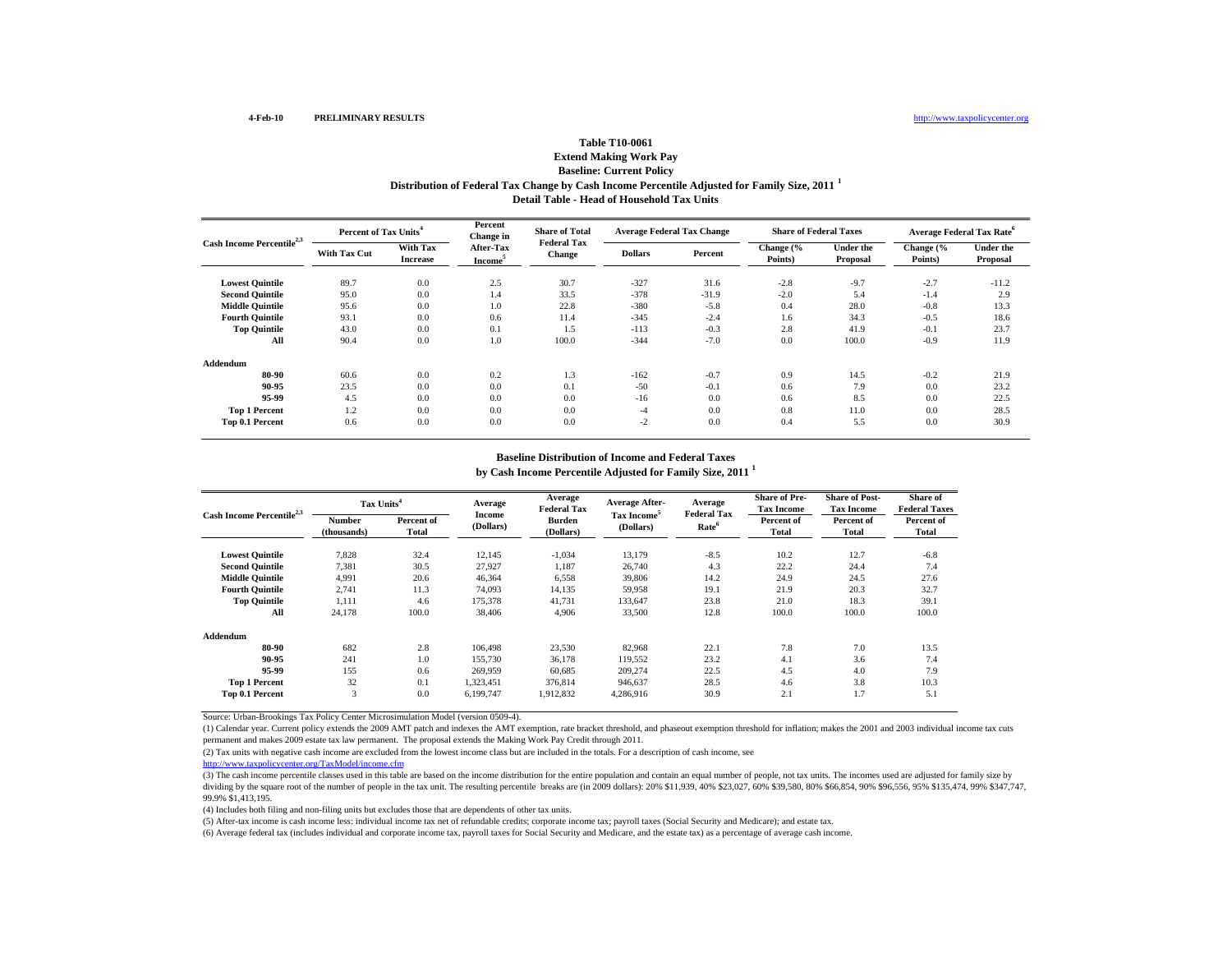4-Feb-10 PRELIMINARY RESULTS http://www.taxpolicycenter.org

# Table T10-0061
## Extend Making Work Pay
## Baseline: Current Policy
## Distribution of Federal Tax Change by Cash Income Percentile Adjusted for Family Size, 2011 [1]
## Detail Table - Head of Household Tax Units

| Cash Income Percentile[2,3] | Percent of Tax Units[4] | | Percent Change in After-Tax Income[5] | Share of Total Federal Tax Change | Average Federal Tax Change | | Share of Federal Taxes | | Average Federal Tax Rate[6] | |
|---|---|---|---|---|---|---|---|---|---|---|
| | With Tax Cut | With Tax Increase | | | Dollars | Percent | Change (% Points) | Under the Proposal | Change (% Points) | Under the Proposal |
| Lowest Quintile | 89.7 | 0.0 | 2.5 | 30.7 | -327 | 31.6 | -2.8 | -9.7 | -2.7 | -11.2 |
| Second Quintile | 95.0 | 0.0 | 1.4 | 33.5 | -378 | -31.9 | -2.0 | 5.4 | -1.4 | 2.9 |
| Middle Quintile | 95.6 | 0.0 | 1.0 | 22.8 | -380 | -5.8 | 0.4 | 28.0 | -0.8 | 13.3 |
| Fourth Quintile | 93.1 | 0.0 | 0.6 | 11.4 | -345 | -2.4 | 1.6 | 34.3 | -0.5 | 18.6 |
| Top Quintile | 43.0 | 0.0 | 0.1 | 1.5 | -113 | -0.3 | 2.8 | 41.9 | -0.1 | 23.7 |
| All | 90.4 | 0.0 | 1.0 | 100.0 | -344 | -7.0 | 0.0 | 100.0 | -0.9 | 11.9 |
| **Addendum** | | | | | | | | | | |
| 80-90 | 60.6 | 0.0 | 0.2 | 1.3 | -162 | -0.7 | 0.9 | 14.5 | -0.2 | 21.9 |
| 90-95 | 23.5 | 0.0 | 0.0 | 0.1 | -50 | -0.1 | 0.6 | 7.9 | 0.0 | 23.2 |
| 95-99 | 4.5 | 0.0 | 0.0 | 0.0 | -16 | 0.0 | 0.6 | 8.5 | 0.0 | 22.5 |
| Top 1 Percent | 1.2 | 0.0 | 0.0 | 0.0 | -4 | 0.0 | 0.8 | 11.0 | 0.0 | 28.5 |
| Top 0.1 Percent | 0.6 | 0.0 | 0.0 | 0.0 | -2 | 0.0 | 0.4 | 5.5 | 0.0 | 30.9 |

## Baseline Distribution of Income and Federal Taxes
## by Cash Income Percentile Adjusted for Family Size, 2011 [1]

| Cash Income Percentile[2,3] | Tax Units[4] | | Average Income (Dollars) | Average Federal Tax Burden (Dollars) | Average After-Tax Income[5] (Dollars) | Average Federal Tax Rate[6] | Share of Pre-Tax Income | Share of Post-Tax Income | Share of Federal Taxes |
|---|---|---|---|---|---|---|---|---|---|
| | Number (thousands) | Percent of Total | | | | | Percent of Total | Percent of Total | Percent of Total |
| Lowest Quintile | 7,828 | 32.4 | 12,145 | -1,034 | 13,179 | -8.5 | 10.2 | 12.7 | -6.8 |
| Second Quintile | 7,381 | 30.5 | 27,927 | 1,187 | 26,740 | 4.3 | 22.2 | 24.4 | 7.4 |
| Middle Quintile | 4,991 | 20.6 | 46,364 | 6,558 | 39,806 | 14.2 | 24.9 | 24.5 | 27.6 |
| Fourth Quintile | 2,741 | 11.3 | 74,093 | 14,135 | 59,958 | 19.1 | 21.9 | 20.3 | 32.7 |
| Top Quintile | 1,111 | 4.6 | 175,378 | 41,731 | 133,647 | 23.8 | 21.0 | 18.3 | 39.1 |
| All | 24,178 | 100.0 | 38,406 | 4,906 | 33,500 | 12.8 | 100.0 | 100.0 | 100.0 |
| **Addendum** | | | | | | | | | |
| 80-90 | 682 | 2.8 | 106,498 | 23,530 | 82,968 | 22.1 | 7.8 | 7.0 | 13.5 |
| 90-95 | 241 | 1.0 | 155,730 | 36,178 | 119,552 | 23.2 | 4.1 | 3.6 | 7.4 |
| 95-99 | 155 | 0.6 | 269,959 | 60,685 | 209,274 | 22.5 | 4.5 | 4.0 | 7.9 |
| Top 1 Percent | 32 | 0.1 | 1,323,451 | 376,814 | 946,637 | 28.5 | 4.6 | 3.8 | 10.3 |
| Top 0.1 Percent | 3 | 0.0 | 6,199,747 | 1,912,832 | 4,286,916 | 30.9 | 2.1 | 1.7 | 5.1 |

Source: Urban-Brookings Tax Policy Center Microsimulation Model (version 0509-4).

(1) Calendar year. Current policy extends the 2009 AMT patch and indexes the AMT exemption, rate bracket threshold, and phaseout exemption threshold for inflation; makes the 2001 and 2003 individual income tax cuts permanent and makes 2009 estate tax law permanent. The proposal extends the Making Work Pay Credit through 2011.

(2) Tax units with negative cash income are excluded from the lowest income class but are included in the totals. For a description of cash income, see http://www.taxpolicycenter.org/TaxModel/income.cfm

(3) The cash income percentile classes used in this table are based on the income distribution for the entire population and contain an equal number of people, not tax units. The incomes used are adjusted for family size by dividing by the square root of the number of people in the tax unit. The resulting percentile breaks are (in 2009 dollars): 20% $11,939, 40% $23,027, 60% $39,580, 80% $66,854, 90% $96,556, 95% $135,474, 99% $347,747, 99.9% $1,413,195.

(4) Includes both filing and non-filing units but excludes those that are dependents of other tax units.

(5) After-tax income is cash income less: individual income tax net of refundable credits; corporate income tax; payroll taxes (Social Security and Medicare); and estate tax.

(6) Average federal tax (includes individual and corporate income tax, payroll taxes for Social Security and Medicare, and the estate tax) as a percentage of average cash income.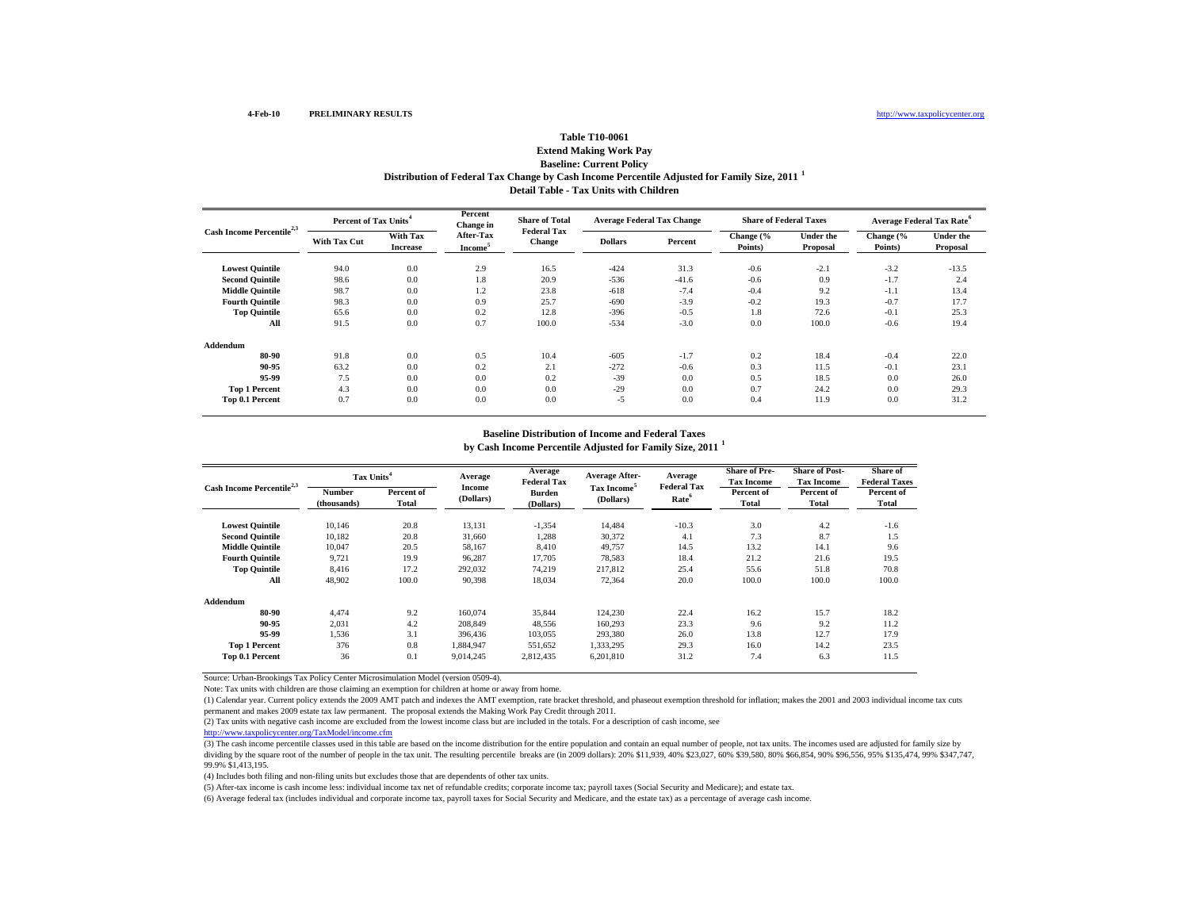4-Feb-10 **PRELIMINARY RESULTS** http://www.taxpolicycenter.org

### Table T10-0061
### Extend Making Work Pay
### Baseline: Current Policy
### Distribution of Federal Tax Change by Cash Income Percentile Adjusted for Family Size, 2011 [1]
### Detail Table - Tax Units with Children

| Cash Income Percentile[2,3] | Percent of Tax Units[4] | | Percent Change in After-Tax Income[5] | Share of Total Federal Tax Change | Average Federal Tax Change | | Share of Federal Taxes | | Average Federal Tax Rate[6] | |
|---|---|---|---|---|---|---|---|---|---|---|
| | With Tax Cut | With Tax Increase | | | Dollars | Percent | Change (% Points) | Under the Proposal | Change (% Points) | Under the Proposal |
| **Lowest Quintile** | 94.0 | 0.0 | 2.9 | 16.5 | -424 | 31.3 | -0.6 | -2.1 | -3.2 | -13.5 |
| **Second Quintile** | 98.6 | 0.0 | 1.8 | 20.9 | -536 | -41.6 | -0.6 | 0.9 | -1.7 | 2.4 |
| **Middle Quintile** | 98.7 | 0.0 | 1.2 | 23.8 | -618 | -7.4 | -0.4 | 9.2 | -1.1 | 13.4 |
| **Fourth Quintile** | 98.3 | 0.0 | 0.9 | 25.7 | -690 | -3.9 | -0.2 | 19.3 | -0.7 | 17.7 |
| **Top Quintile** | 65.6 | 0.0 | 0.2 | 12.8 | -396 | -0.5 | 1.8 | 72.6 | -0.1 | 25.3 |
| **All** | 91.5 | 0.0 | 0.7 | 100.0 | -534 | -3.0 | 0.0 | 100.0 | -0.6 | 19.4 |
| **Addendum** | | | | | | | | | | |
| **80-90** | 91.8 | 0.0 | 0.5 | 10.4 | -605 | -1.7 | 0.2 | 18.4 | -0.4 | 22.0 |
| **90-95** | 63.2 | 0.0 | 0.2 | 2.1 | -272 | -0.6 | 0.3 | 11.5 | -0.1 | 23.1 |
| **95-99** | 7.5 | 0.0 | 0.0 | 0.2 | -39 | 0.0 | 0.5 | 18.5 | 0.0 | 26.0 |
| **Top 1 Percent** | 4.3 | 0.0 | 0.0 | 0.0 | -29 | 0.0 | 0.7 | 24.2 | 0.0 | 29.3 |
| **Top 0.1 Percent** | 0.7 | 0.0 | 0.0 | 0.0 | -5 | 0.0 | 0.4 | 11.9 | 0.0 | 31.2 |

### Baseline Distribution of Income and Federal Taxes
### by Cash Income Percentile Adjusted for Family Size, 2011 [1]

| Cash Income Percentile[2,3] | Tax Units[4] | | Average Income (Dollars) | Average Federal Tax Burden (Dollars) | Average After-Tax Income[5] (Dollars) | Average Federal Tax Rate[6] | Share of Pre-Tax Income | Share of Post-Tax Income | Share of Federal Taxes |
|---|---|---|---|---|---|---|---|---|---|
| | Number (thousands) | Percent of Total | | | | | Percent of Total | Percent of Total | Percent of Total |
| **Lowest Quintile** | 10,146 | 20.8 | 13,131 | -1,354 | 14,484 | -10.3 | 3.0 | 4.2 | -1.6 |
| **Second Quintile** | 10,182 | 20.8 | 31,660 | 1,288 | 30,372 | 4.1 | 7.3 | 8.7 | 1.5 |
| **Middle Quintile** | 10,047 | 20.5 | 58,167 | 8,410 | 49,757 | 14.5 | 13.2 | 14.1 | 9.6 |
| **Fourth Quintile** | 9,721 | 19.9 | 96,287 | 17,705 | 78,583 | 18.4 | 21.2 | 21.6 | 19.5 |
| **Top Quintile** | 8,416 | 17.2 | 292,032 | 74,219 | 217,812 | 25.4 | 55.6 | 51.8 | 70.8 |
| **All** | 48,902 | 100.0 | 90,398 | 18,034 | 72,364 | 20.0 | 100.0 | 100.0 | 100.0 |
| **Addendum** | | | | | | | | | |
| **80-90** | 4,474 | 9.2 | 160,074 | 35,844 | 124,230 | 22.4 | 16.2 | 15.7 | 18.2 |
| **90-95** | 2,031 | 4.2 | 208,849 | 48,556 | 160,293 | 23.3 | 9.6 | 9.2 | 11.2 |
| **95-99** | 1,536 | 3.1 | 396,436 | 103,055 | 293,380 | 26.0 | 13.8 | 12.7 | 17.9 |
| **Top 1 Percent** | 376 | 0.8 | 1,884,947 | 551,652 | 1,333,295 | 29.3 | 16.0 | 14.2 | 23.5 |
| **Top 0.1 Percent** | 36 | 0.1 | 9,014,245 | 2,812,435 | 6,201,810 | 31.2 | 7.4 | 6.3 | 11.5 |

Source: Urban-Brookings Tax Policy Center Microsimulation Model (version 0509-4).

Note: Tax units with children are those claiming an exemption for children at home or away from home.

(1) Calendar year. Current policy extends the 2009 AMT patch and indexes the AMT exemption, rate bracket threshold, and phaseout exemption threshold for inflation; makes the 2001 and 2003 individual income tax cuts permanent and makes 2009 estate tax law permanent. The proposal extends the Making Work Pay Credit through 2011.

(2) Tax units with negative cash income are excluded from the lowest income class but are included in the totals. For a description of cash income, see http://www.taxpolicycenter.org/TaxModel/income.cfm

(3) The cash income percentile classes used in this table are based on the income distribution for the entire population and contain an equal number of people, not tax units. The incomes used are adjusted for family size by dividing by the square root of the number of people in the tax unit. The resulting percentile breaks are (in 2009 dollars): 20% $11,939, 40% $23,027, 60% $39,580, 80% $66,854, 90% $96,556, 95% $135,474, 99% $347,747, 99.9% $1,413,195.

(4) Includes both filing and non-filing units but excludes those that are dependents of other tax units.

(5) After-tax income is cash income less: individual income tax net of refundable credits; corporate income tax; payroll taxes (Social Security and Medicare); and estate tax.

(6) Average federal tax (includes individual and corporate income tax, payroll taxes for Social Security and Medicare, and the estate tax) as a percentage of average cash income.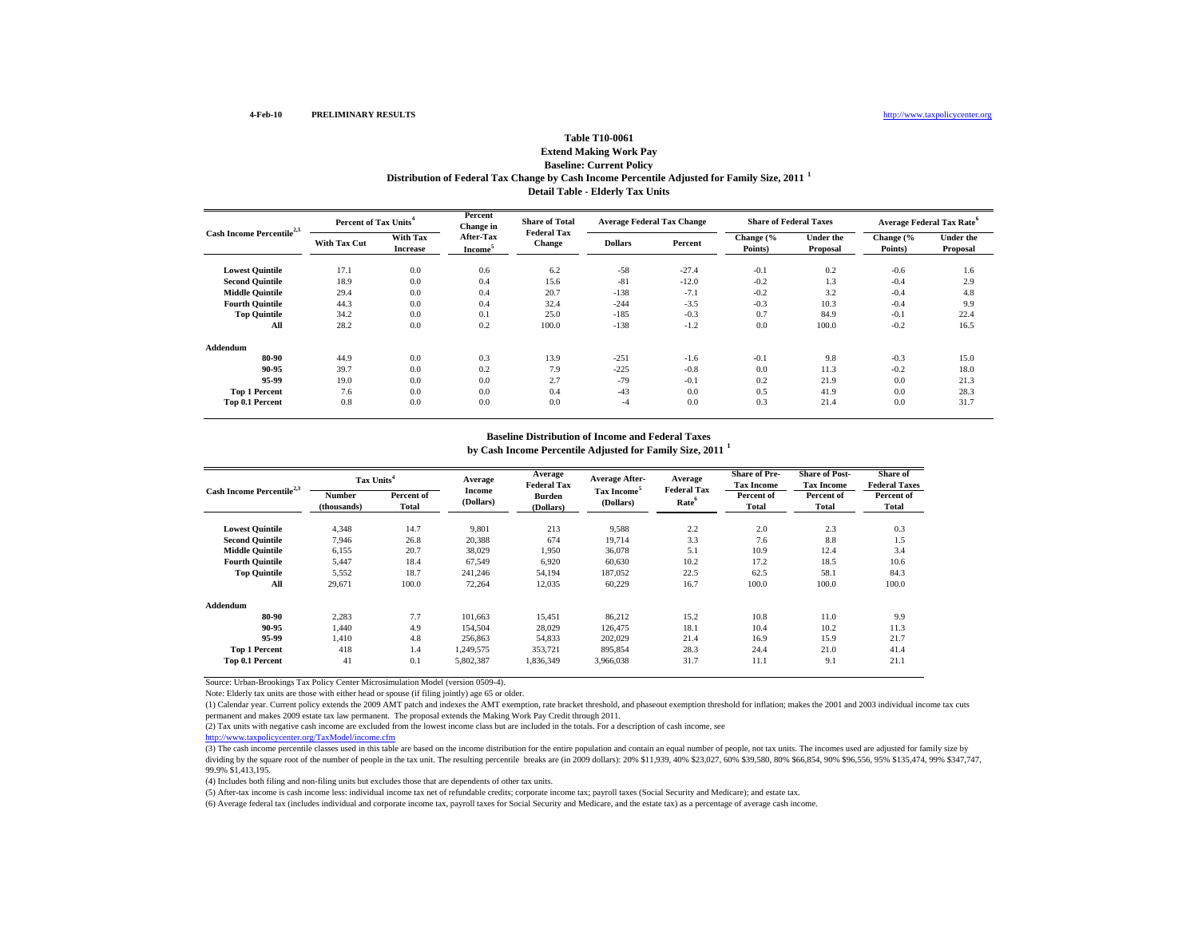4-Feb-10 **PRELIMINARY RESULTS** http://www.taxpolicycenter.org

## Table T10-0061
## Extend Making Work Pay
## Baseline: Current Policy
## Distribution of Federal Tax Change by Cash Income Percentile Adjusted for Family Size, 2011 [1]
## Detail Table - Elderly Tax Units

| Cash Income Percentile[2,3] | Percent of Tax Units[4] | | Percent Change in After-Tax Income[5] | Share of Total Federal Tax Change | Average Federal Tax Change | | Share of Federal Taxes | | Average Federal Tax Rate[6] | |
|---|---|---|---|---|---|---|---|---|---|---|
| | With Tax Cut | With Tax Increase | | | Dollars | Percent | Change (% Points) | Under the Proposal | Change (% Points) | Under the Proposal |
| **Lowest Quintile** | 17.1 | 0.0 | 0.6 | 6.2 | -58 | -27.4 | -0.1 | 0.2 | -0.6 | 1.6 |
| **Second Quintile** | 18.9 | 0.0 | 0.4 | 15.6 | -81 | -12.0 | -0.2 | 1.3 | -0.4 | 2.9 |
| **Middle Quintile** | 29.4 | 0.0 | 0.4 | 20.7 | -138 | -7.1 | -0.2 | 3.2 | -0.4 | 4.8 |
| **Fourth Quintile** | 44.3 | 0.0 | 0.4 | 32.4 | -244 | -3.5 | -0.3 | 10.3 | -0.4 | 9.9 |
| **Top Quintile** | 34.2 | 0.0 | 0.1 | 25.0 | -185 | -0.3 | 0.7 | 84.9 | -0.1 | 22.4 |
| **All** | 28.2 | 0.0 | 0.2 | 100.0 | -138 | -1.2 | 0.0 | 100.0 | -0.2 | 16.5 |
| **Addendum** | | | | | | | | | | |
| **80-90** | 44.9 | 0.0 | 0.3 | 13.9 | -251 | -1.6 | -0.1 | 9.8 | -0.3 | 15.0 |
| **90-95** | 39.7 | 0.0 | 0.2 | 7.9 | -225 | -0.8 | 0.0 | 11.3 | -0.2 | 18.0 |
| **95-99** | 19.0 | 0.0 | 0.0 | 2.7 | -79 | -0.1 | 0.2 | 21.9 | 0.0 | 21.3 |
| **Top 1 Percent** | 7.6 | 0.0 | 0.0 | 0.4 | -43 | 0.0 | 0.5 | 41.9 | 0.0 | 28.3 |
| **Top 0.1 Percent** | 0.8 | 0.0 | 0.0 | 0.0 | -4 | 0.0 | 0.3 | 21.4 | 0.0 | 31.7 |

## Baseline Distribution of Income and Federal Taxes by Cash Income Percentile Adjusted for Family Size, 2011 [1]

| Cash Income Percentile[2,3] | Tax Units[4] | | Average Income (Dollars) | Average Federal Tax Burden (Dollars) | Average After-Tax Income[5] (Dollars) | Average Federal Tax Rate[6] | Share of Pre-Tax Income | Share of Post-Tax Income | Share of Federal Taxes |
|---|---|---|---|---|---|---|---|---|---|
| | Number (thousands) | Percent of Total | | | | | Percent of Total | Percent of Total | Percent of Total |
| **Lowest Quintile** | 4,348 | 14.7 | 9,801 | 213 | 9,588 | 2.2 | 2.0 | 2.3 | 0.3 |
| **Second Quintile** | 7,946 | 26.8 | 20,388 | 674 | 19,714 | 3.3 | 7.6 | 8.8 | 1.5 |
| **Middle Quintile** | 6,155 | 20.7 | 38,029 | 1,950 | 36,078 | 5.1 | 10.9 | 12.4 | 3.4 |
| **Fourth Quintile** | 5,447 | 18.4 | 67,549 | 6,920 | 60,630 | 10.2 | 17.2 | 18.5 | 10.6 |
| **Top Quintile** | 5,552 | 18.7 | 241,246 | 54,194 | 187,052 | 22.5 | 62.5 | 58.1 | 84.3 |
| **All** | 29,671 | 100.0 | 72,264 | 12,035 | 60,229 | 16.7 | 100.0 | 100.0 | 100.0 |
| **Addendum** | | | | | | | | | |
| **80-90** | 2,283 | 7.7 | 101,663 | 15,451 | 86,212 | 15.2 | 10.8 | 11.0 | 9.9 |
| **90-95** | 1,440 | 4.9 | 154,504 | 28,029 | 126,475 | 18.1 | 10.4 | 10.2 | 11.3 |
| **95-99** | 1,410 | 4.8 | 256,863 | 54,833 | 202,029 | 21.4 | 16.9 | 15.9 | 21.7 |
| **Top 1 Percent** | 418 | 1.4 | 1,249,575 | 353,721 | 895,854 | 28.3 | 24.4 | 21.0 | 41.4 |
| **Top 0.1 Percent** | 41 | 0.1 | 5,802,387 | 1,836,349 | 3,966,038 | 31.7 | 11.1 | 9.1 | 21.1 |

Source: Urban-Brookings Tax Policy Center Microsimulation Model (version 0509-4).

Note: Elderly tax units are those with either head or spouse (if filing jointly) age 65 or older.

(1) Calendar year. Current policy extends the 2009 AMT patch and indexes the AMT exemption, rate bracket threshold, and phaseout exemption threshold for inflation; makes the 2001 and 2003 individual income tax cuts permanent and makes 2009 estate tax law permanent. The proposal extends the Making Work Pay Credit through 2011.

(2) Tax units with negative cash income are excluded from the lowest income class but are included in the totals. For a description of cash income, see http://www.taxpolicycenter.org/TaxModel/income.cfm

(3) The cash income percentile classes used in this table are based on the income distribution for the entire population and contain an equal number of people, not tax units. The incomes used are adjusted for family size by dividing by the square root of the number of people in the tax unit. The resulting percentile breaks are (in 2009 dollars): 20% $11,939, 40% $23,027, 60% $39,580, 80% $66,854, 90% $96,556, 95% $135,474, 99% $347,747, 99.9% $1,413,195.

(4) Includes both filing and non-filing units but excludes those that are dependents of other tax units.

(5) After-tax income is cash income less: individual income tax net of refundable credits; corporate income tax; payroll taxes (Social Security and Medicare); and estate tax.

(6) Average federal tax (includes individual and corporate income tax, payroll taxes for Social Security and Medicare, and the estate tax) as a percentage of average cash income.